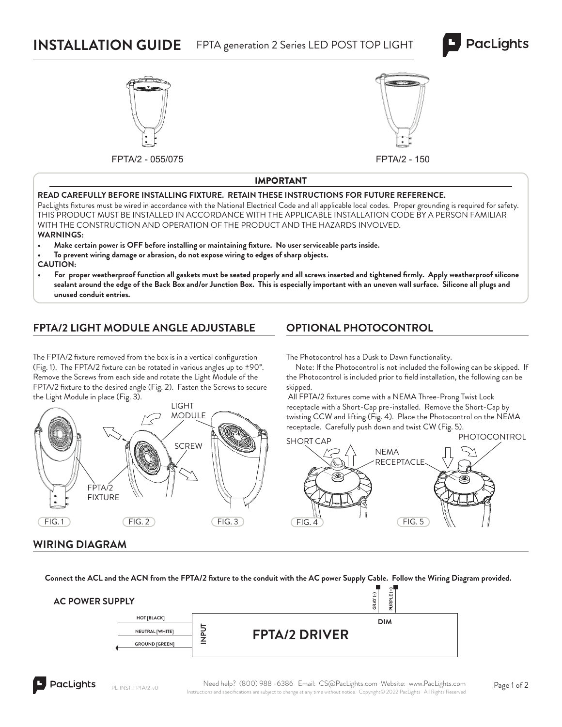# INSTALLATION GUIDE FPTA generation 2 Series LED POST TOP LIGHT

FPTA/2 - 055/075

FPTA/2 - 150

## IMPORTANT

**READ CAREFULLY BEFORE INSTALLING FIXTURE. RETAIN THESE INSTRUCTIONS FOR FUTURE REFERENCE.**

PacLights fixtures must be wired in accordance with the National Electrical Code and all applicable local codes. Proper grounding is required for safety. THIS PRODUCT MUST BE INSTALLED IN ACCORDANCE WITH THE APPLICABLE INSTALLATION CODE BY A PERSON FAMILIAR WITH THE CONSTRUCTION AND OPERATION OF THE PRODUCT AND THE HAZARDS INVOLVED.

**WARNINGS:**

- **Make certain power is OFF before installing or maintaining fixture. No user serviceable parts inside.**
- **To prevent wiring damage or abrasion, do not expose wiring to edges of sharp objects.**

**CAUTION:**

- **For proper weatherproof function all gaskets must be seated properly and all screws inserted and tightened firmly. Apply weatherproof silicone sealant around the edge of the Back Box and/or Junction Box. This is especially important with an uneven wall surface. Silicone all plugs and unused conduit entries.**

## FPTA/2 LIGHT MODULE ANGLE ADJUSTABLE

The FPTA/2 fixture removed from the box is in a vertical configuration (Fig. 1). The FPTA/2 fixture can be rotated in various angles up to ±90°. Remove the Screws from each side and rotate the Light Module of the FPTA/2 fixture to the desired angle (Fig. 2). Fasten the Screws to secure the Light Module in place (Fig. 3).

LIGHT MODULE

SCREW

FPTA/2 FIXTURE

FIG. 1 FIG. 2 FIG. 3

## OPTIONAL PHOTOCONTROL

The Photocontrol has a Dusk to Dawn functionality.

Note: If the Photocontrol is not included the following can be skipped. If the Photocontrol is included prior to field installation, the following can be skipped.

All FPTA/2 fixtures come with a NEMA Three-Prong Twist Lock receptacle with a Short-Cap pre-installed. Remove the Short-Cap by twisting CCW and lifting (Fig. 4). Place the Photocontrol on the NEMA receptacle. Carefully push down and twist CW (Fig. 5).

SHORT CAP

NEMA RECEPTACLE

PHOTOCONTROL

FIG. 4 FIG. 5

## WIRING DIAGRAM

**Connect the ACL and the ACN from the FPTA/2 fixture to the conduit with the AC power Supply Cable. Follow the Wiring Diagram provided.**

**AC POWER SUPPLY**

HOT [BLACK]

NEUTRAL [WHITE]

GROUND [GREEN]

INPUT

**FPTA/2 DRIVER**

DIM

GRAY (-)

PURPLE (+)

Need help? (800) 988 -6386 Email: CS@PacLights.com Website: www.PacLights.com

Instructions and specifications are subject to change at any time without notice. Copyright© 2022 PacLights All Rights Reserved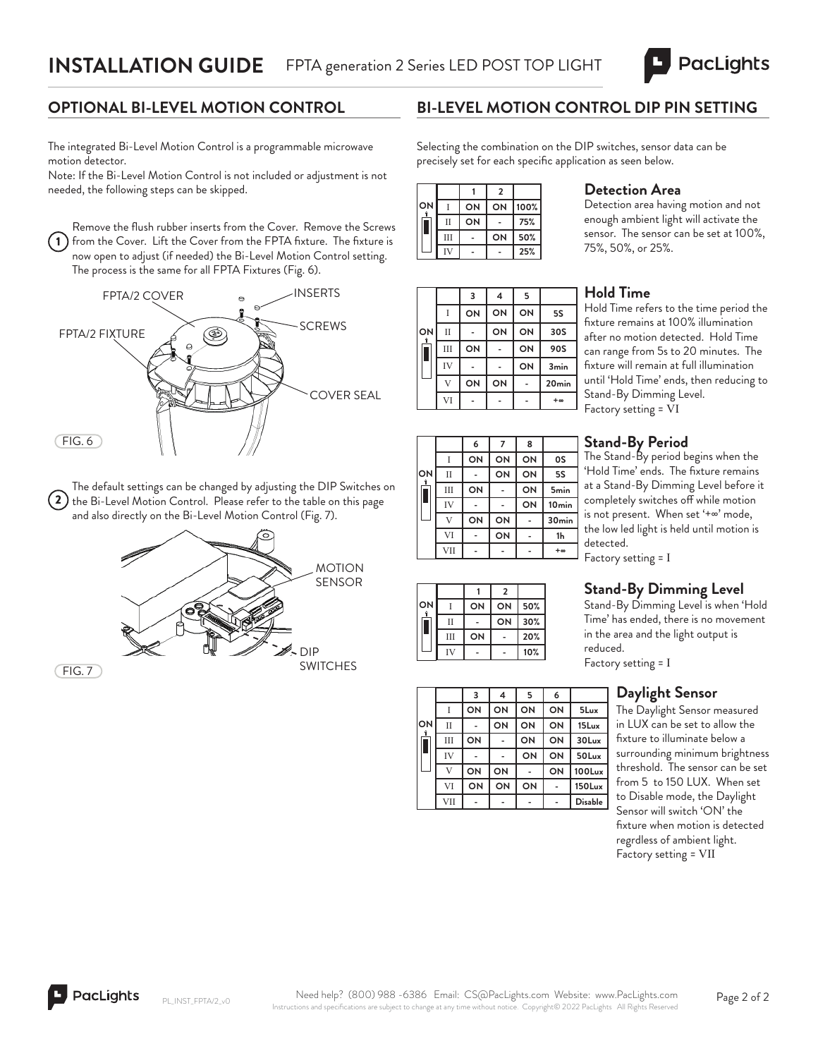## INSTALLATION GUIDE FPTA generation 2 Series LED POST TOP LIGHT

## OPTIONAL BI-LEVEL MOTION CONTROL

The integrated Bi-Level Motion Control is a programmable microwave motion detector.
Note: If the Bi-Level Motion Control is not included or adjustment is not needed, the following steps can be skipped.

1. Remove the flush rubber inserts from the Cover. Remove the Screws from the Cover. Lift the Cover from the FPTA fixture. The fixture is now open to adjust (if needed) the Bi-Level Motion Control setting. The process is the same for all FPTA Fixtures (Fig. 6).

FPTA/2 COVER
INSERTS
SCREWS
FPTA/2 FIXTURE
COVER SEAL

FIG. 6

2. The default settings can be changed by adjusting the DIP Switches on the Bi-Level Motion Control. Please refer to the table on this page and also directly on the Bi-Level Motion Control (Fig. 7).

MOTION SENSOR
DIP SWITCHES

FIG. 7

## BI-LEVEL MOTION CONTROL DIP PIN SETTING

Selecting the combination on the DIP switches, sensor data can be precisely set for each specific application as seen below.

### Detection Area

| | 1 | 2 | |
|---|---|---|---|
| I | ON | ON | 100% |
| II | ON | - | 75% |
| III | - | ON | 50% |
| IV | - | - | 25% |

Detection area having motion and not enough ambient light will activate the sensor. The sensor can be set at 100%, 75%, 50%, or 25%.

### Hold Time

| | 3 | 4 | 5 | |
|---|---|---|---|---|
| I | ON | ON | ON | 5S |
| II | - | ON | ON | 30S |
| III | ON | - | ON | 90S |
| IV | - | - | ON | 3min |
| V | ON | ON | - | 20min |
| VI | - | - | - | +∞ |

Hold Time refers to the time period the fixture remains at 100% illumination after no motion detected. Hold Time can range from 5s to 20 minutes. The fixture will remain at full illumination until 'Hold Time' ends, then reducing to Stand-By Dimming Level.
Factory setting = VI

### Stand-By Period

| | 6 | 7 | 8 | |
|---|---|---|---|---|
| I | ON | ON | ON | 0S |
| II | - | ON | ON | 5S |
| III | ON | - | ON | 5min |
| IV | - | - | ON | 10min |
| V | ON | ON | - | 30min |
| VI | - | ON | - | 1h |
| VII | - | - | - | +∞ |

The Stand-By period begins when the 'Hold Time' ends. The fixture remains at a Stand-By Dimming Level before it completely switches off while motion is not present. When set '+∞' mode, the low led light is held until motion is detected.
Factory setting = I

### Stand-By Dimming Level

| | 1 | 2 | |
|---|---|---|---|
| I | ON | ON | 50% |
| II | - | ON | 30% |
| III | ON | - | 20% |
| IV | - | - | 10% |

Stand-By Dimming Level is when 'Hold Time' has ended, there is no movement in the area and the light output is reduced.
Factory setting = I

### Daylight Sensor

| | 3 | 4 | 5 | 6 | |
|---|---|---|---|---|---|
| I | ON | ON | ON | ON | 5Lux |
| II | - | ON | ON | ON | 15Lux |
| III | ON | - | ON | ON | 30Lux |
| IV | - | - | ON | ON | 50Lux |
| V | ON | ON | - | ON | 100Lux |
| VI | ON | ON | ON | - | 150Lux |
| VII | - | - | - | - | Disable |

The Daylight Sensor measured in LUX can be set to allow the fixture to illuminate below a surrounding minimum brightness threshold. The sensor can be set from 5 to 150 LUX. When set to Disable mode, the Daylight Sensor will switch 'ON' the fixture when motion is detected regrdless of ambient light.
Factory setting = VII

Need help? (800) 988 -6386 Email: CS@PacLights.com Website: www.PacLights.com
Instructions and specifications are subject to change at any time without notice. Copyright© 2022 PacLights All Rights Reserved